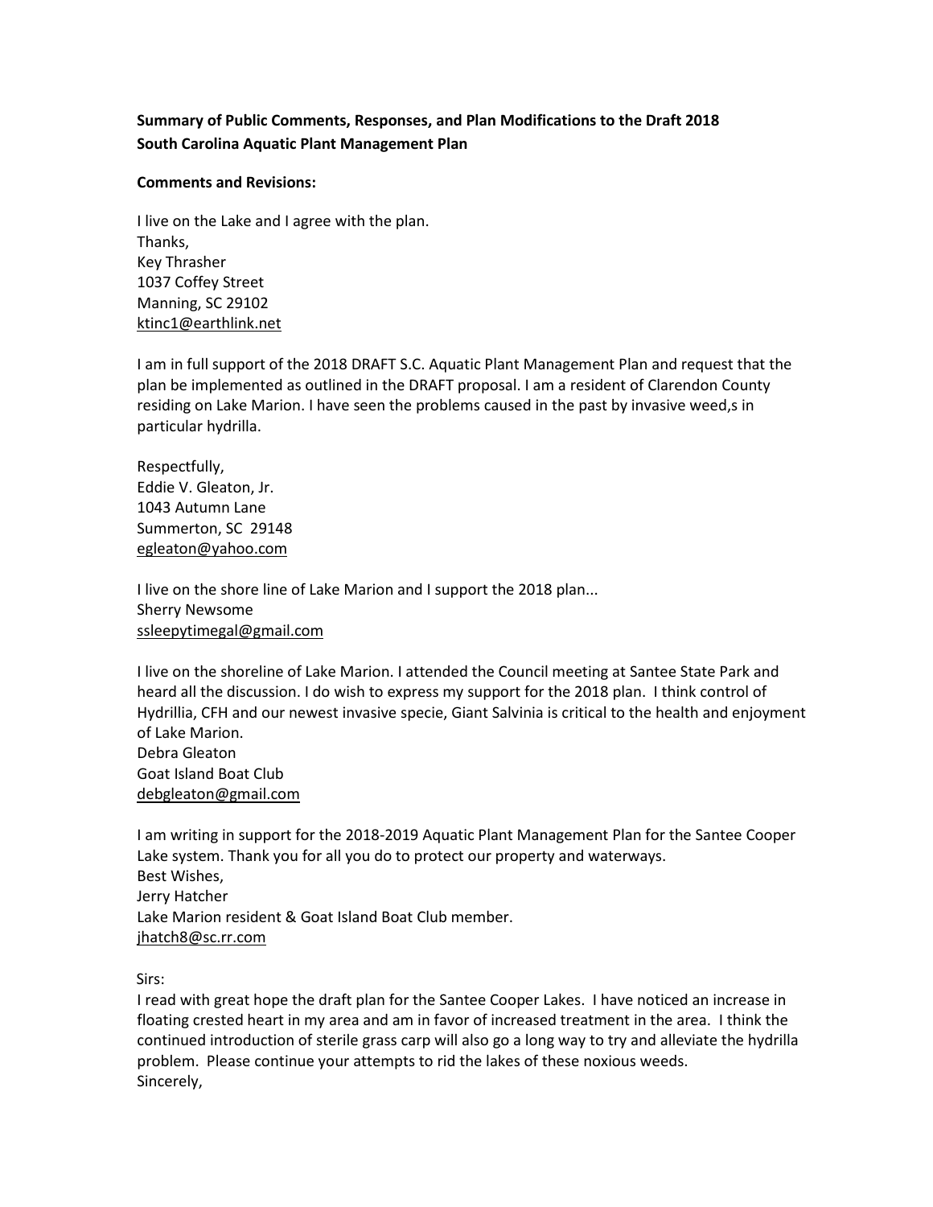**Summary of Public Comments, Responses, and Plan Modifications to the Draft 2018 South Carolina Aquatic Plant Management Plan**

**Comments and Revisions:**

I live on the Lake and I agree with the plan.
Thanks,
Key Thrasher
1037 Coffey Street
Manning, SC 29102
ktinc1@earthlink.net

I am in full support of the 2018 DRAFT S.C. Aquatic Plant Management Plan and request that the plan be implemented as outlined in the DRAFT proposal. I am a resident of Clarendon County residing on Lake Marion. I have seen the problems caused in the past by invasive weed,s in particular hydrilla.

Respectfully,
Eddie V. Gleaton, Jr.
1043 Autumn Lane
Summerton, SC 29148
egleaton@yahoo.com

I live on the shore line of Lake Marion and I support the 2018 plan...
Sherry Newsome
ssleepytimegal@gmail.com

I live on the shoreline of Lake Marion. I attended the Council meeting at Santee State Park and heard all the discussion. I do wish to express my support for the 2018 plan. I think control of Hydrillia, CFH and our newest invasive specie, Giant Salvinia is critical to the health and enjoyment of Lake Marion.
Debra Gleaton
Goat Island Boat Club
debgleaton@gmail.com

I am writing in support for the 2018-2019 Aquatic Plant Management Plan for the Santee Cooper Lake system. Thank you for all you do to protect our property and waterways.
Best Wishes,
Jerry Hatcher
Lake Marion resident & Goat Island Boat Club member.
jhatch8@sc.rr.com

Sirs:
I read with great hope the draft plan for the Santee Cooper Lakes. I have noticed an increase in floating crested heart in my area and am in favor of increased treatment in the area. I think the continued introduction of sterile grass carp will also go a long way to try and alleviate the hydrilla problem. Please continue your attempts to rid the lakes of these noxious weeds.
Sincerely,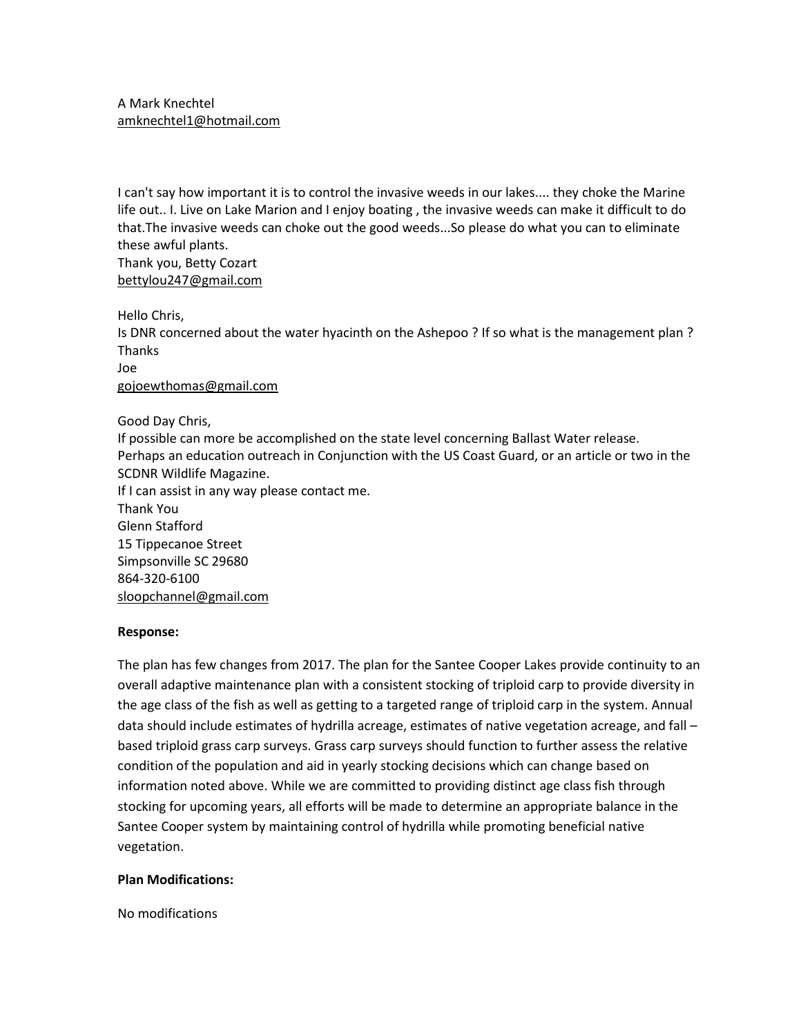A Mark Knechtel
amknechtel1@hotmail.com

I can't say how important it is to control the invasive weeds in our lakes.... they choke the Marine life out.. I. Live on Lake Marion and I enjoy boating , the invasive weeds can make it difficult to do that.The invasive weeds can choke out the good weeds...So please do what you can to eliminate these awful plants.
Thank you, Betty Cozart
bettylou247@gmail.com

Hello Chris,
Is DNR concerned about the water hyacinth on the Ashepoo ? If so what is the management plan ?
Thanks
Joe
gojoewthomas@gmail.com

Good Day Chris,
If possible can more be accomplished on the state level concerning Ballast Water release. Perhaps an education outreach in Conjunction with the US Coast Guard, or an article or two in the SCDNR Wildlife Magazine.
If I can assist in any way please contact me.
Thank You
Glenn Stafford
15 Tippecanoe Street
Simpsonville SC 29680
864-320-6100
sloopchannel@gmail.com

**Response:**

The plan has few changes from 2017. The plan for the Santee Cooper Lakes provide continuity to an overall adaptive maintenance plan with a consistent stocking of triploid carp to provide diversity in the age class of the fish as well as getting to a targeted range of triploid carp in the system. Annual data should include estimates of hydrilla acreage, estimates of native vegetation acreage, and fall – based triploid grass carp surveys. Grass carp surveys should function to further assess the relative condition of the population and aid in yearly stocking decisions which can change based on information noted above. While we are committed to providing distinct age class fish through stocking for upcoming years, all efforts will be made to determine an appropriate balance in the Santee Cooper system by maintaining control of hydrilla while promoting beneficial native vegetation.

**Plan Modifications:**

No modifications